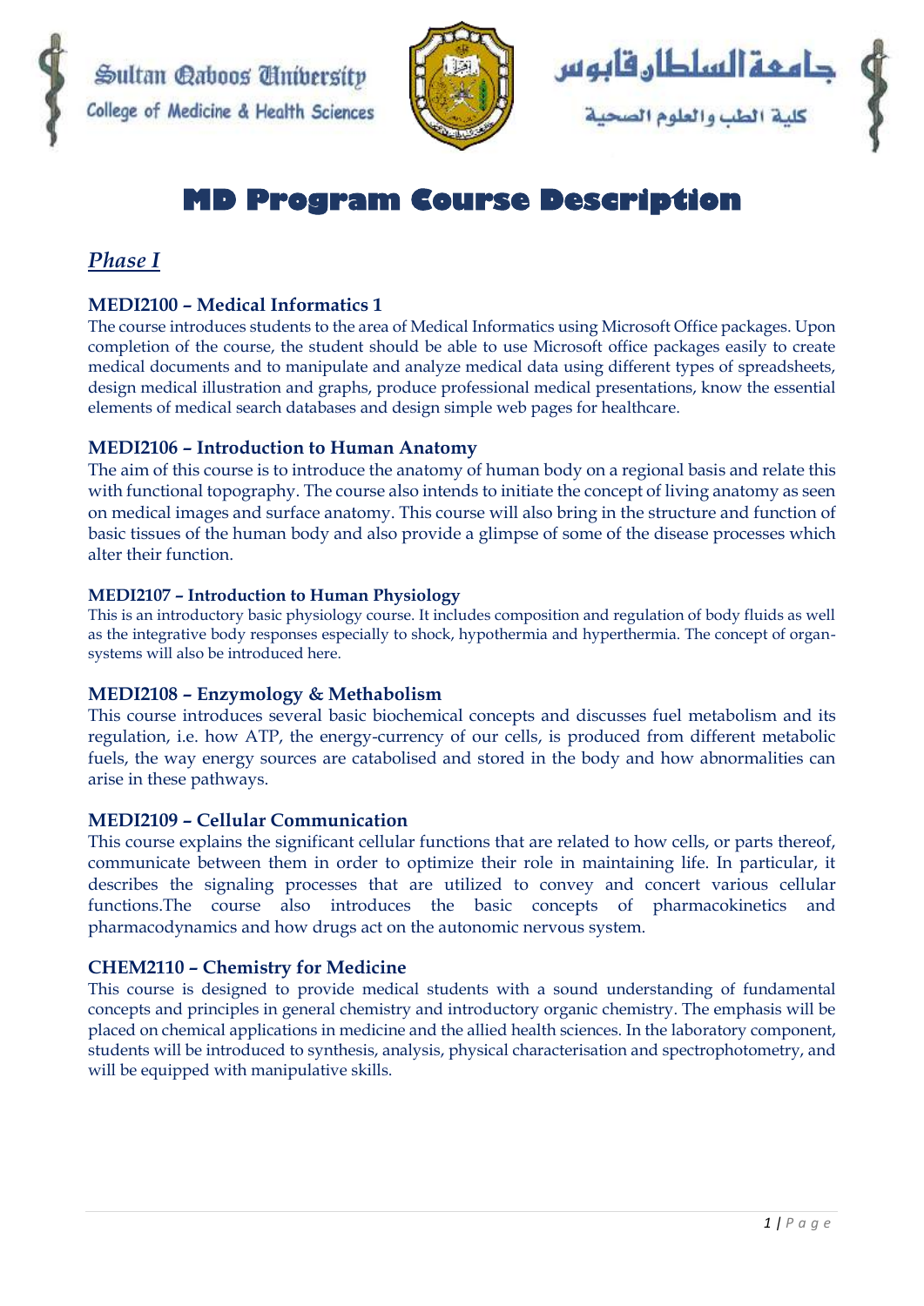Sultan Qaboos University
College of Medicine & Health Sciences

جامعة السلطان قابوس
كلية الطب والعلوم الصحية

# MD Program Course Description

## *Phase I*

### MEDI2100 – Medical Informatics 1

The course introduces students to the area of Medical Informatics using Microsoft Office packages. Upon completion of the course, the student should be able to use Microsoft office packages easily to create medical documents and to manipulate and analyze medical data using different types of spreadsheets, design medical illustration and graphs, produce professional medical presentations, know the essential elements of medical search databases and design simple web pages for healthcare.

### MEDI2106 – Introduction to Human Anatomy

The aim of this course is to introduce the anatomy of human body on a regional basis and relate this with functional topography. The course also intends to initiate the concept of living anatomy as seen on medical images and surface anatomy. This course will also bring in the structure and function of basic tissues of the human body and also provide a glimpse of some of the disease processes which alter their function.

### MEDI2107 – Introduction to Human Physiology

This is an introductory basic physiology course. It includes composition and regulation of body fluids as well as the integrative body responses especially to shock, hypothermia and hyperthermia. The concept of organ-systems will also be introduced here.

### MEDI2108 – Enzymology & Methabolism

This course introduces several basic biochemical concepts and discusses fuel metabolism and its regulation, i.e. how ATP, the energy-currency of our cells, is produced from different metabolic fuels, the way energy sources are catabolised and stored in the body and how abnormalities can arise in these pathways.

### MEDI2109 – Cellular Communication

This course explains the significant cellular functions that are related to how cells, or parts thereof, communicate between them in order to optimize their role in maintaining life. In particular, it describes the signaling processes that are utilized to convey and concert various cellular functions.The course also introduces the basic concepts of pharmacokinetics and pharmacodynamics and how drugs act on the autonomic nervous system.

### CHEM2110 – Chemistry for Medicine

This course is designed to provide medical students with a sound understanding of fundamental concepts and principles in general chemistry and introductory organic chemistry. The emphasis will be placed on chemical applications in medicine and the allied health sciences. In the laboratory component, students will be introduced to synthesis, analysis, physical characterisation and spectrophotometry, and will be equipped with manipulative skills.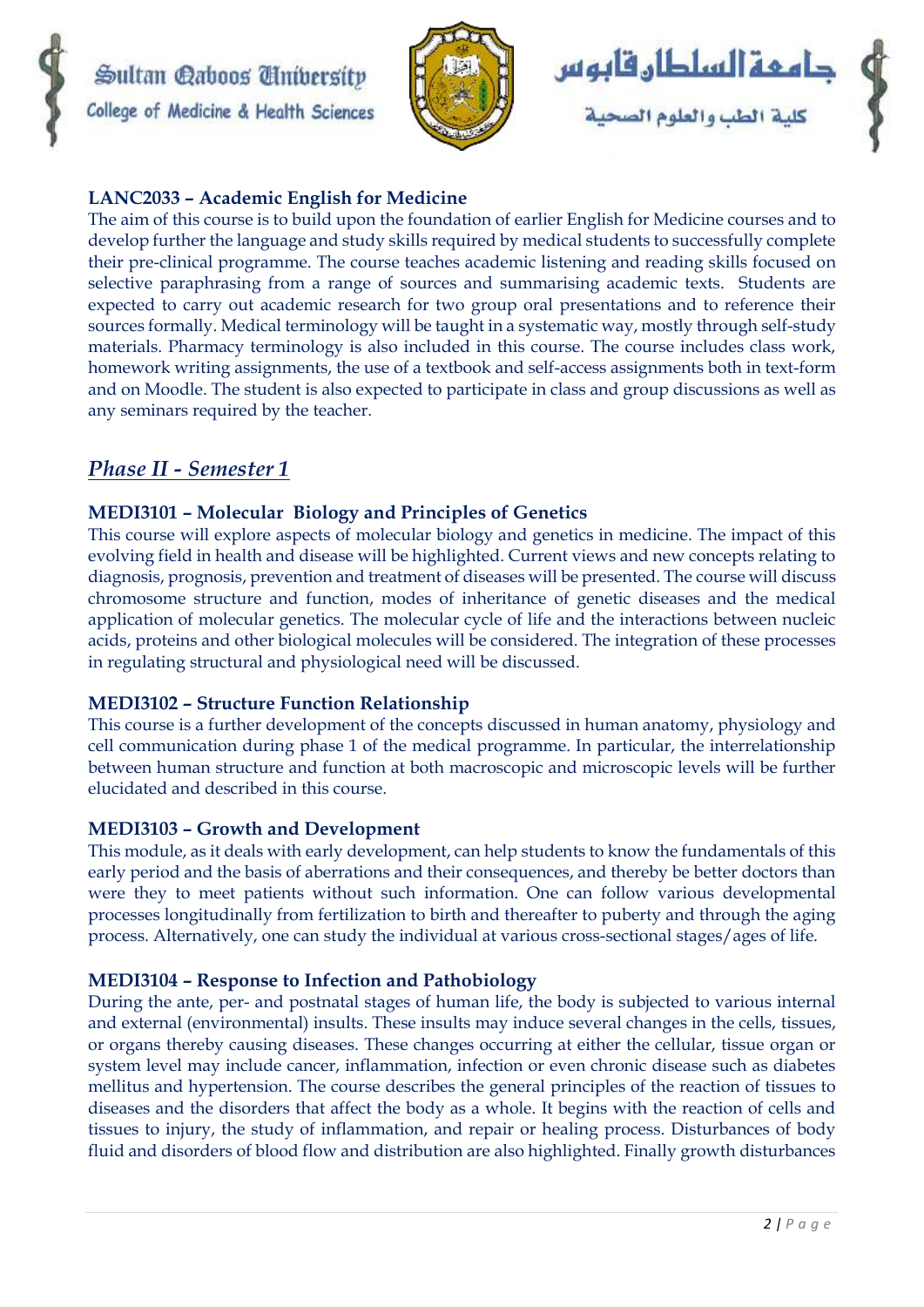### LANC2033 – Academic English for Medicine

The aim of this course is to build upon the foundation of earlier English for Medicine courses and to develop further the language and study skills required by medical students to successfully complete their pre-clinical programme. The course teaches academic listening and reading skills focused on selective paraphrasing from a range of sources and summarising academic texts. Students are expected to carry out academic research for two group oral presentations and to reference their sources formally. Medical terminology will be taught in a systematic way, mostly through self-study materials. Pharmacy terminology is also included in this course. The course includes class work, homework writing assignments, the use of a textbook and self-access assignments both in text-form and on Moodle. The student is also expected to participate in class and group discussions as well as any seminars required by the teacher.

## *Phase II - Semester 1*

### MEDI3101 – Molecular Biology and Principles of Genetics

This course will explore aspects of molecular biology and genetics in medicine. The impact of this evolving field in health and disease will be highlighted. Current views and new concepts relating to diagnosis, prognosis, prevention and treatment of diseases will be presented. The course will discuss chromosome structure and function, modes of inheritance of genetic diseases and the medical application of molecular genetics. The molecular cycle of life and the interactions between nucleic acids, proteins and other biological molecules will be considered. The integration of these processes in regulating structural and physiological need will be discussed.

### MEDI3102 – Structure Function Relationship

This course is a further development of the concepts discussed in human anatomy, physiology and cell communication during phase 1 of the medical programme. In particular, the interrelationship between human structure and function at both macroscopic and microscopic levels will be further elucidated and described in this course.

### MEDI3103 – Growth and Development

This module, as it deals with early development, can help students to know the fundamentals of this early period and the basis of aberrations and their consequences, and thereby be better doctors than were they to meet patients without such information. One can follow various developmental processes longitudinally from fertilization to birth and thereafter to puberty and through the aging process. Alternatively, one can study the individual at various cross-sectional stages/ages of life.

### MEDI3104 – Response to Infection and Pathobiology

During the ante, per- and postnatal stages of human life, the body is subjected to various internal and external (environmental) insults. These insults may induce several changes in the cells, tissues, or organs thereby causing diseases. These changes occurring at either the cellular, tissue organ or system level may include cancer, inflammation, infection or even chronic disease such as diabetes mellitus and hypertension. The course describes the general principles of the reaction of tissues to diseases and the disorders that affect the body as a whole. It begins with the reaction of cells and tissues to injury, the study of inflammation, and repair or healing process. Disturbances of body fluid and disorders of blood flow and distribution are also highlighted. Finally growth disturbances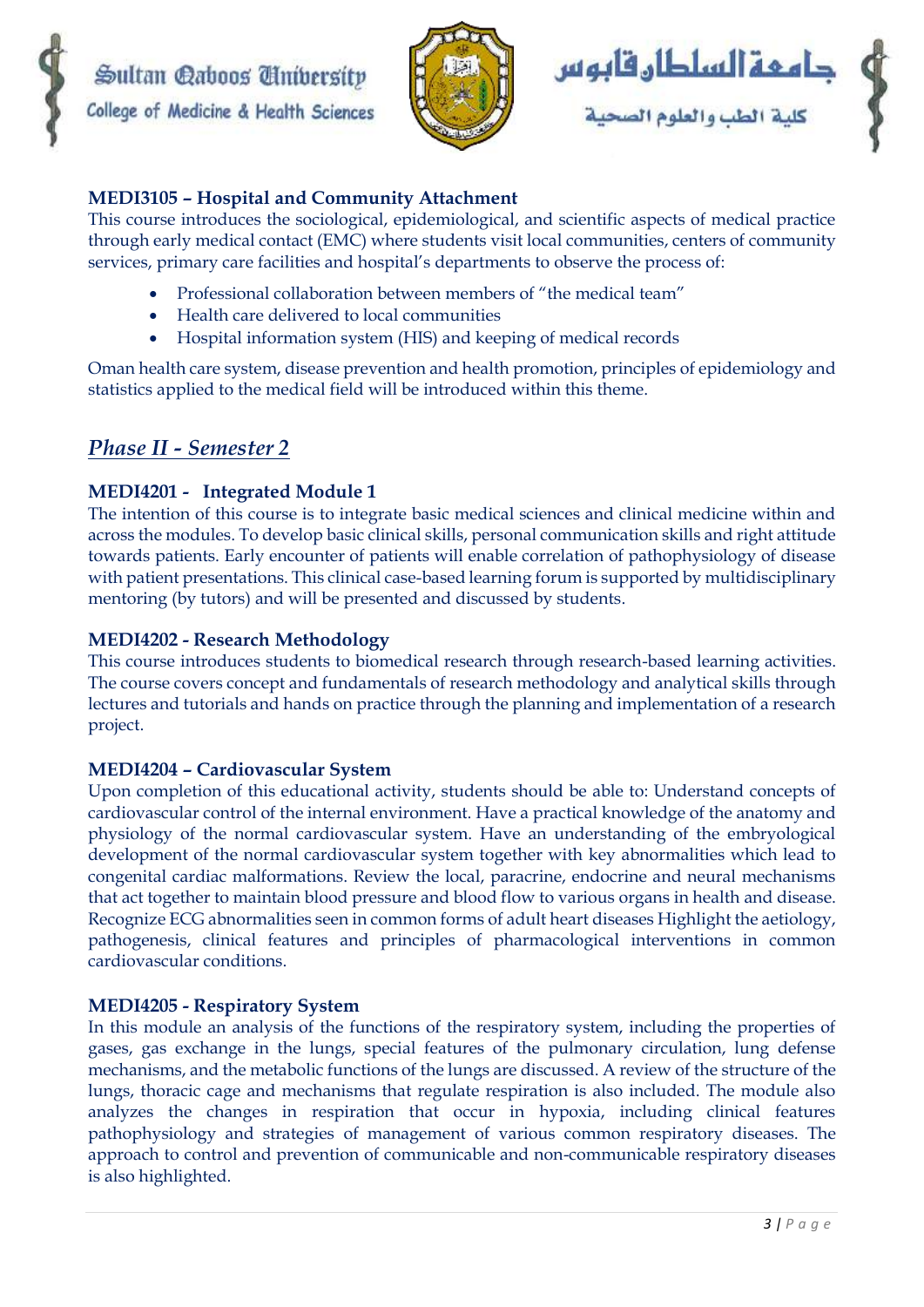### MEDI3105 – Hospital and Community Attachment

This course introduces the sociological, epidemiological, and scientific aspects of medical practice through early medical contact (EMC) where students visit local communities, centers of community services, primary care facilities and hospital's departments to observe the process of:

- Professional collaboration between members of "the medical team"
- Health care delivered to local communities
- Hospital information system (HIS) and keeping of medical records

Oman health care system, disease prevention and health promotion, principles of epidemiology and statistics applied to the medical field will be introduced within this theme.

## *Phase II - Semester 2*

### MEDI4201 - Integrated Module 1

The intention of this course is to integrate basic medical sciences and clinical medicine within and across the modules. To develop basic clinical skills, personal communication skills and right attitude towards patients. Early encounter of patients will enable correlation of pathophysiology of disease with patient presentations. This clinical case-based learning forum is supported by multidisciplinary mentoring (by tutors) and will be presented and discussed by students.

### MEDI4202 - Research Methodology

This course introduces students to biomedical research through research-based learning activities. The course covers concept and fundamentals of research methodology and analytical skills through lectures and tutorials and hands on practice through the planning and implementation of a research project.

### MEDI4204 – Cardiovascular System

Upon completion of this educational activity, students should be able to: Understand concepts of cardiovascular control of the internal environment. Have a practical knowledge of the anatomy and physiology of the normal cardiovascular system. Have an understanding of the embryological development of the normal cardiovascular system together with key abnormalities which lead to congenital cardiac malformations. Review the local, paracrine, endocrine and neural mechanisms that act together to maintain blood pressure and blood flow to various organs in health and disease. Recognize ECG abnormalities seen in common forms of adult heart diseases Highlight the aetiology, pathogenesis, clinical features and principles of pharmacological interventions in common cardiovascular conditions.

### MEDI4205 - Respiratory System

In this module an analysis of the functions of the respiratory system, including the properties of gases, gas exchange in the lungs, special features of the pulmonary circulation, lung defense mechanisms, and the metabolic functions of the lungs are discussed. A review of the structure of the lungs, thoracic cage and mechanisms that regulate respiration is also included. The module also analyzes the changes in respiration that occur in hypoxia, including clinical features pathophysiology and strategies of management of various common respiratory diseases. The approach to control and prevention of communicable and non-communicable respiratory diseases is also highlighted.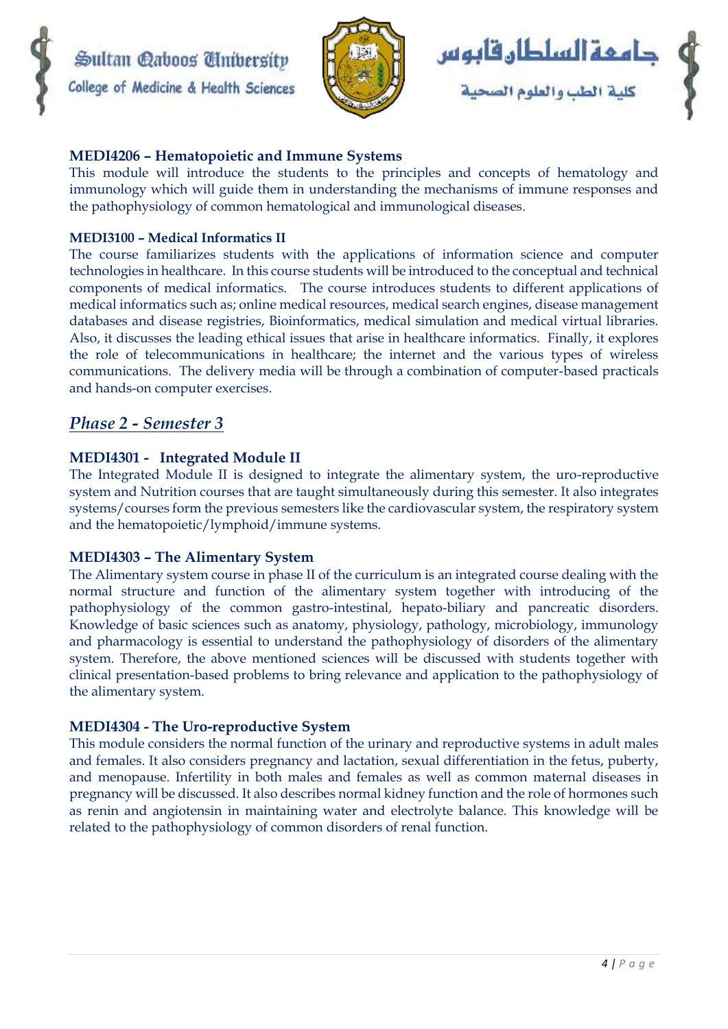### MEDI4206 – Hematopoietic and Immune Systems

This module will introduce the students to the principles and concepts of hematology and immunology which will guide them in understanding the mechanisms of immune responses and the pathophysiology of common hematological and immunological diseases.

### MEDI3100 – Medical Informatics II

The course familiarizes students with the applications of information science and computer technologies in healthcare. In this course students will be introduced to the conceptual and technical components of medical informatics. The course introduces students to different applications of medical informatics such as; online medical resources, medical search engines, disease management databases and disease registries, Bioinformatics, medical simulation and medical virtual libraries. Also, it discusses the leading ethical issues that arise in healthcare informatics. Finally, it explores the role of telecommunications in healthcare; the internet and the various types of wireless communications. The delivery media will be through a combination of computer-based practicals and hands-on computer exercises.

## *Phase 2 - Semester 3*

### MEDI4301 - Integrated Module II

The Integrated Module II is designed to integrate the alimentary system, the uro-reproductive system and Nutrition courses that are taught simultaneously during this semester. It also integrates systems/courses form the previous semesters like the cardiovascular system, the respiratory system and the hematopoietic/lymphoid/immune systems.

### MEDI4303 – The Alimentary System

The Alimentary system course in phase II of the curriculum is an integrated course dealing with the normal structure and function of the alimentary system together with introducing of the pathophysiology of the common gastro-intestinal, hepato-biliary and pancreatic disorders. Knowledge of basic sciences such as anatomy, physiology, pathology, microbiology, immunology and pharmacology is essential to understand the pathophysiology of disorders of the alimentary system. Therefore, the above mentioned sciences will be discussed with students together with clinical presentation-based problems to bring relevance and application to the pathophysiology of the alimentary system.

### MEDI4304 - The Uro-reproductive System

This module considers the normal function of the urinary and reproductive systems in adult males and females. It also considers pregnancy and lactation, sexual differentiation in the fetus, puberty, and menopause. Infertility in both males and females as well as common maternal diseases in pregnancy will be discussed. It also describes normal kidney function and the role of hormones such as renin and angiotensin in maintaining water and electrolyte balance. This knowledge will be related to the pathophysiology of common disorders of renal function.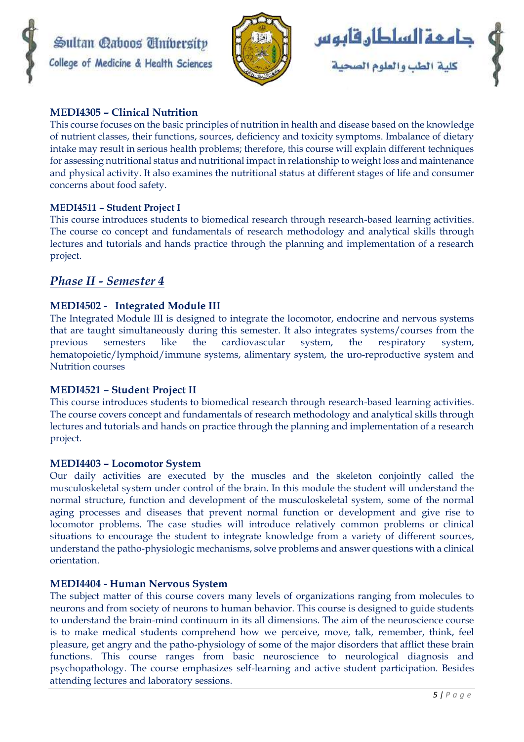### MEDI4305 – Clinical Nutrition

This course focuses on the basic principles of nutrition in health and disease based on the knowledge of nutrient classes, their functions, sources, deficiency and toxicity symptoms. Imbalance of dietary intake may result in serious health problems; therefore, this course will explain different techniques for assessing nutritional status and nutritional impact in relationship to weight loss and maintenance and physical activity. It also examines the nutritional status at different stages of life and consumer concerns about food safety.

### MEDI4511 – Student Project I

This course introduces students to biomedical research through research-based learning activities. The course co concept and fundamentals of research methodology and analytical skills through lectures and tutorials and hands practice through the planning and implementation of a research project.

## *Phase II - Semester 4*

### MEDI4502 - Integrated Module III

The Integrated Module III is designed to integrate the locomotor, endocrine and nervous systems that are taught simultaneously during this semester. It also integrates systems/courses from the previous semesters like the cardiovascular system, the respiratory system, hematopoietic/lymphoid/immune systems, alimentary system, the uro-reproductive system and Nutrition courses

### MEDI4521 – Student Project II

This course introduces students to biomedical research through research-based learning activities. The course covers concept and fundamentals of research methodology and analytical skills through lectures and tutorials and hands on practice through the planning and implementation of a research project.

### MEDI4403 – Locomotor System

Our daily activities are executed by the muscles and the skeleton conjointly called the musculoskeletal system under control of the brain. In this module the student will understand the normal structure, function and development of the musculoskeletal system, some of the normal aging processes and diseases that prevent normal function or development and give rise to locomotor problems. The case studies will introduce relatively common problems or clinical situations to encourage the student to integrate knowledge from a variety of different sources, understand the patho-physiologic mechanisms, solve problems and answer questions with a clinical orientation.

### MEDI4404 - Human Nervous System

The subject matter of this course covers many levels of organizations ranging from molecules to neurons and from society of neurons to human behavior. This course is designed to guide students to understand the brain-mind continuum in its all dimensions. The aim of the neuroscience course is to make medical students comprehend how we perceive, move, talk, remember, think, feel pleasure, get angry and the patho-physiology of some of the major disorders that afflict these brain functions. This course ranges from basic neuroscience to neurological diagnosis and psychopathology. The course emphasizes self-learning and active student participation. Besides attending lectures and laboratory sessions.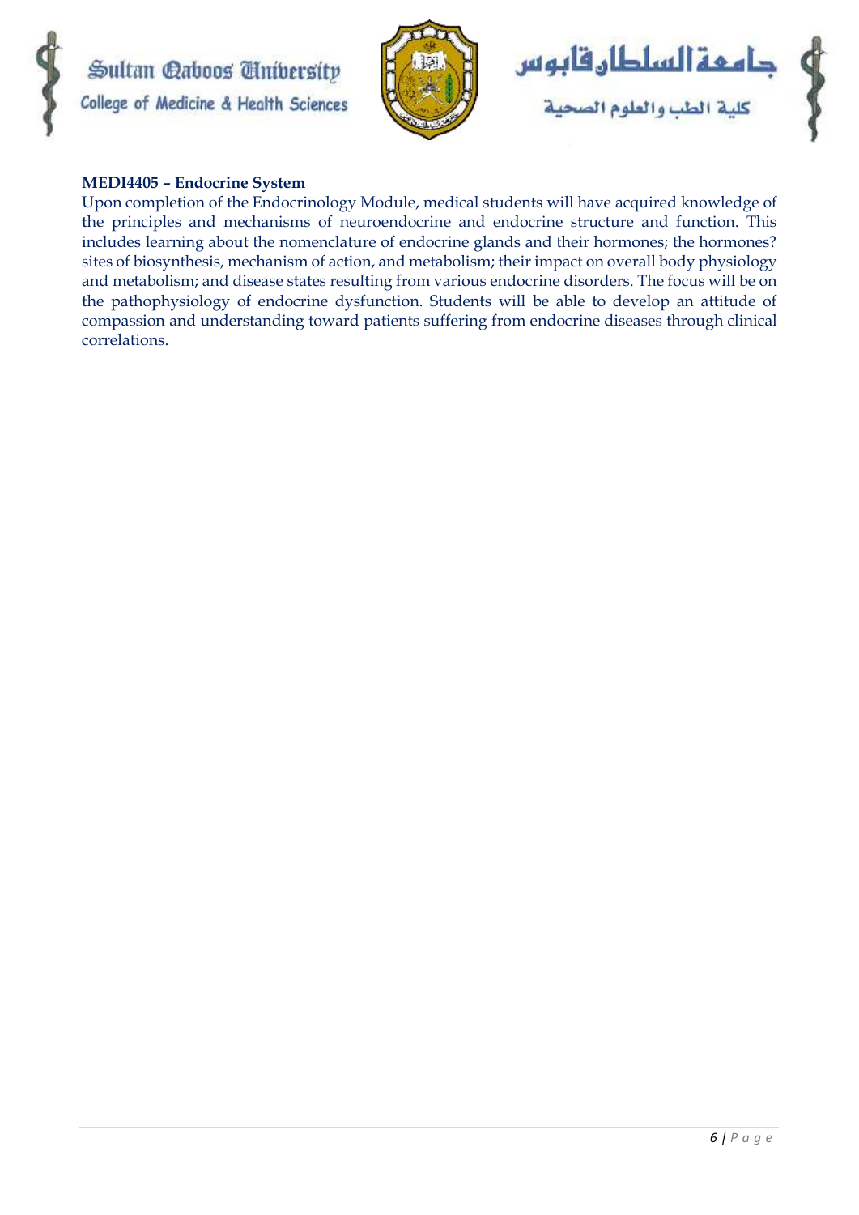**MEDI4405 – Endocrine System**

Upon completion of the Endocrinology Module, medical students will have acquired knowledge of the principles and mechanisms of neuroendocrine and endocrine structure and function. This includes learning about the nomenclature of endocrine glands and their hormones; the hormones? sites of biosynthesis, mechanism of action, and metabolism; their impact on overall body physiology and metabolism; and disease states resulting from various endocrine disorders. The focus will be on the pathophysiology of endocrine dysfunction. Students will be able to develop an attitude of compassion and understanding toward patients suffering from endocrine diseases through clinical correlations.